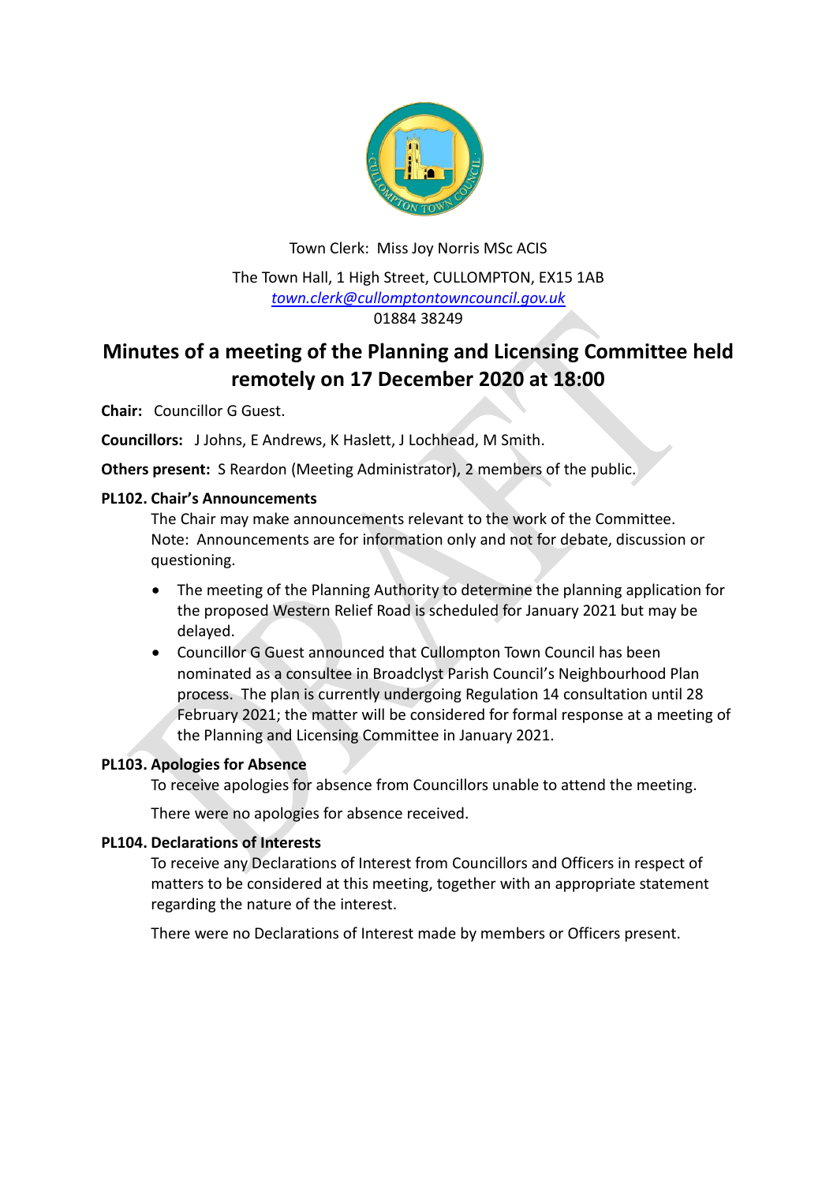Town Clerk: Miss Joy Norris MSc ACIS

The Town Hall, 1 High Street, CULLOMPTON, EX15 1AB
town.clerk@cullomptontowncouncil.gov.uk
01884 38249

# Minutes of a meeting of the Planning and Licensing Committee held remotely on 17 December 2020 at 18:00

**Chair:** Councillor G Guest.

**Councillors:** J Johns, E Andrews, K Haslett, J Lochhead, M Smith.

**Others present:** S Reardon (Meeting Administrator), 2 members of the public.

### PL102. Chair's Announcements

The Chair may make announcements relevant to the work of the Committee. Note: Announcements are for information only and not for debate, discussion or questioning.

- The meeting of the Planning Authority to determine the planning application for the proposed Western Relief Road is scheduled for January 2021 but may be delayed.
- Councillor G Guest announced that Cullompton Town Council has been nominated as a consultee in Broadclyst Parish Council's Neighbourhood Plan process. The plan is currently undergoing Regulation 14 consultation until 28 February 2021; the matter will be considered for formal response at a meeting of the Planning and Licensing Committee in January 2021.

### PL103. Apologies for Absence

To receive apologies for absence from Councillors unable to attend the meeting.

There were no apologies for absence received.

### PL104. Declarations of Interests

To receive any Declarations of Interest from Councillors and Officers in respect of matters to be considered at this meeting, together with an appropriate statement regarding the nature of the interest.

There were no Declarations of Interest made by members or Officers present.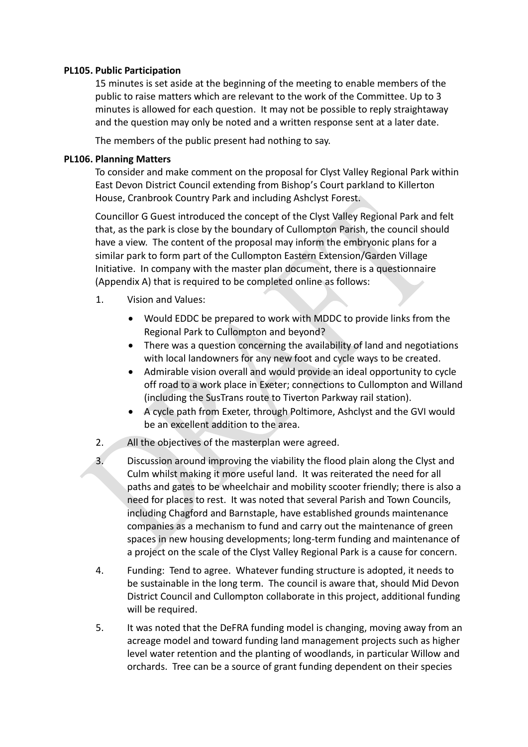**PL105. Public Participation**

15 minutes is set aside at the beginning of the meeting to enable members of the public to raise matters which are relevant to the work of the Committee. Up to 3 minutes is allowed for each question. It may not be possible to reply straightaway and the question may only be noted and a written response sent at a later date.

The members of the public present had nothing to say.

**PL106. Planning Matters**

To consider and make comment on the proposal for Clyst Valley Regional Park within East Devon District Council extending from Bishop's Court parkland to Killerton House, Cranbrook Country Park and including Ashclyst Forest.

Councillor G Guest introduced the concept of the Clyst Valley Regional Park and felt that, as the park is close by the boundary of Cullompton Parish, the council should have a view. The content of the proposal may inform the embryonic plans for a similar park to form part of the Cullompton Eastern Extension/Garden Village Initiative. In company with the master plan document, there is a questionnaire (Appendix A) that is required to be completed online as follows:

1. Vision and Values:
   - Would EDDC be prepared to work with MDDC to provide links from the Regional Park to Cullompton and beyond?
   - There was a question concerning the availability of land and negotiations with local landowners for any new foot and cycle ways to be created.
   - Admirable vision overall and would provide an ideal opportunity to cycle off road to a work place in Exeter; connections to Cullompton and Willand (including the SusTrans route to Tiverton Parkway rail station).
   - A cycle path from Exeter, through Poltimore, Ashclyst and the GVI would be an excellent addition to the area.
2. All the objectives of the masterplan were agreed.
3. Discussion around improving the viability the flood plain along the Clyst and Culm whilst making it more useful land. It was reiterated the need for all paths and gates to be wheelchair and mobility scooter friendly; there is also a need for places to rest. It was noted that several Parish and Town Councils, including Chagford and Barnstaple, have established grounds maintenance companies as a mechanism to fund and carry out the maintenance of green spaces in new housing developments; long-term funding and maintenance of a project on the scale of the Clyst Valley Regional Park is a cause for concern.
4. Funding: Tend to agree. Whatever funding structure is adopted, it needs to be sustainable in the long term. The council is aware that, should Mid Devon District Council and Cullompton collaborate in this project, additional funding will be required.
5. It was noted that the DeFRA funding model is changing, moving away from an acreage model and toward funding land management projects such as higher level water retention and the planting of woodlands, in particular Willow and orchards. Tree can be a source of grant funding dependent on their species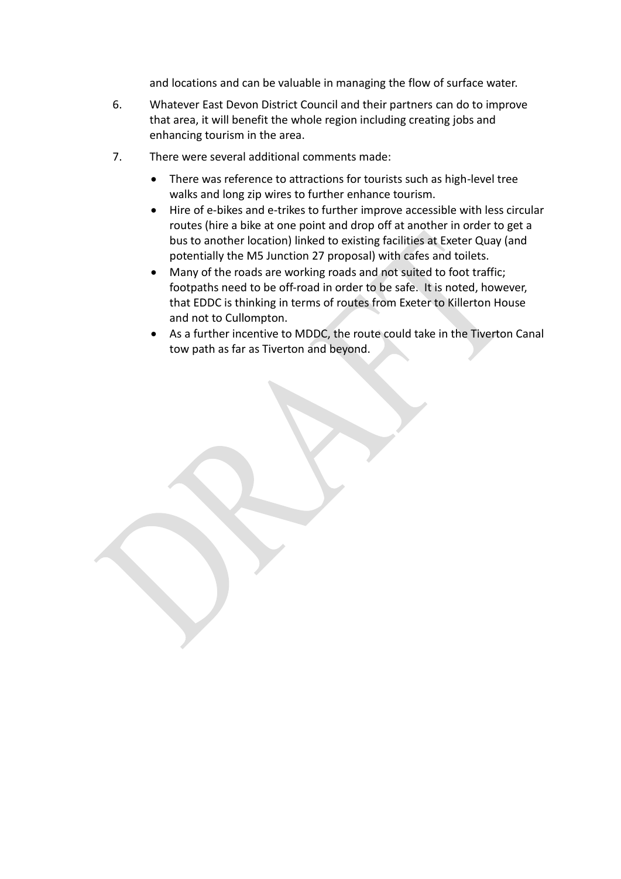and locations and can be valuable in managing the flow of surface water.

6. Whatever East Devon District Council and their partners can do to improve that area, it will benefit the whole region including creating jobs and enhancing tourism in the area.

7. There were several additional comments made:

   - There was reference to attractions for tourists such as high-level tree walks and long zip wires to further enhance tourism.
   - Hire of e-bikes and e-trikes to further improve accessible with less circular routes (hire a bike at one point and drop off at another in order to get a bus to another location) linked to existing facilities at Exeter Quay (and potentially the M5 Junction 27 proposal) with cafes and toilets.
   - Many of the roads are working roads and not suited to foot traffic; footpaths need to be off-road in order to be safe. It is noted, however, that EDDC is thinking in terms of routes from Exeter to Killerton House and not to Cullompton.
   - As a further incentive to MDDC, the route could take in the Tiverton Canal tow path as far as Tiverton and beyond.